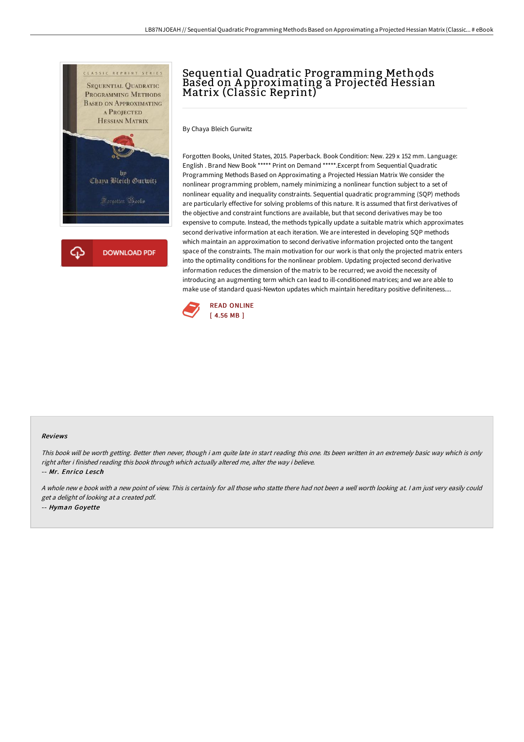# Sequential Quadratic Programming Methods Based on Approximating a Projected Hessian Matrix (Classic Reprint)

By Chaya Bleich Gurwitz

Forgotten Books, United States, 2015. Paperback. Book Condition: New. 229 x 152 mm. Language: English . Brand New Book ***** Print on Demand *****.Excerpt from Sequential Quadratic Programming Methods Based on Approximating a Projected Hessian Matrix We consider the nonlinear programming problem, namely minimizing a nonlinear function subject to a set of nonlinear equality and inequality constraints. Sequential quadratic programming (SQP) methods are particularly effective for solving problems of this nature. It is assumed that first derivatives of the objective and constraint functions are available, but that second derivatives may be too expensive to compute. Instead, the methods typically update a suitable matrix which approximates second derivative information at each iteration. We are interested in developing SQP methods which maintain an approximation to second derivative information projected onto the tangent space of the constraints. The main motivation for our work is that only the projected matrix enters into the optimality conditions for the nonlinear problem. Updating projected second derivative information reduces the dimension of the matrix to be recurred; we avoid the necessity of introducing an augmenting term which can lead to ill-conditioned matrices; and we are able to make use of standard quasi-Newton updates which maintain hereditary positive definiteness....

DOWNLOAD PDF

READ ONLINE
[ 4.56 MB ]

### Reviews

*This book will be worth getting. Better then never, though i am quite late in start reading this one. Its been written in an extremely basic way which is only right after i finished reading this book through which actually altered me, alter the way i believe.*

-- ***Mr. Enrico Lesch***

*A whole new e book with a new point of view. This is certainly for all those who statte there had not been a well worth looking at. I am just very easily could get a delight of looking at a created pdf.*

-- ***Hyman Goyette***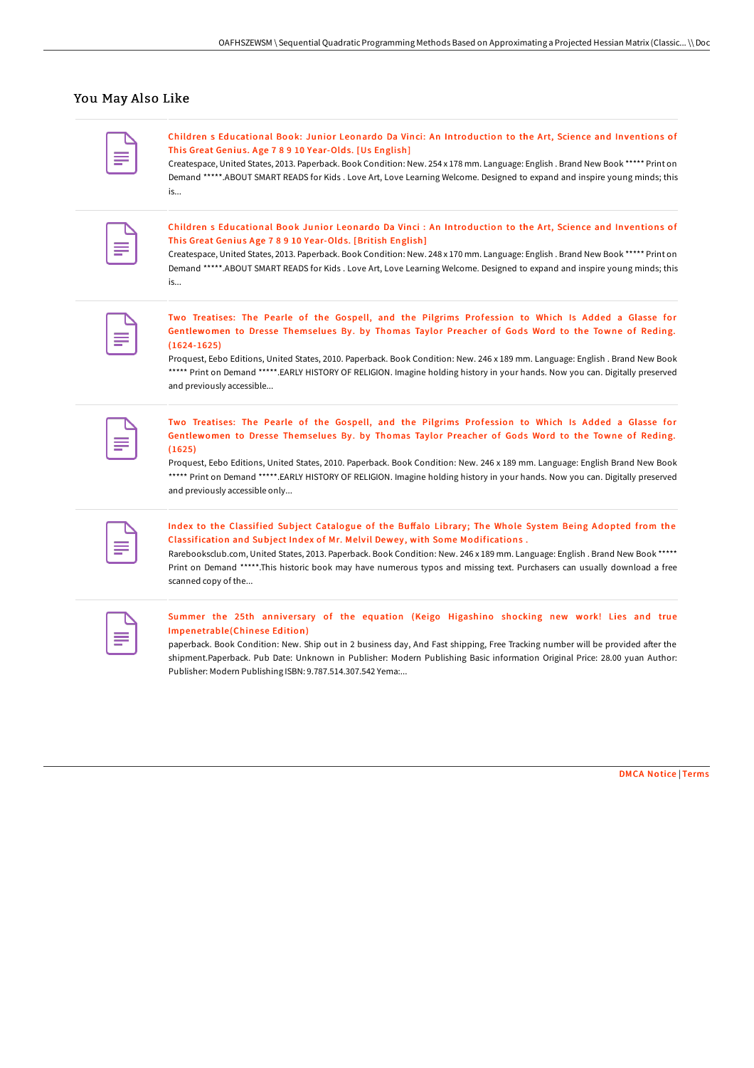## You May Also Like

**Children s Educational Book: Junior Leonardo Da Vinci: An Introduction to the Art, Science and Inventions of This Great Genius. Age 7 8 9 10 Year-Olds. [Us English]**

Createspace, United States, 2013. Paperback. Book Condition: New. 254 x 178 mm. Language: English . Brand New Book ***** Print on Demand *****.ABOUT SMART READS for Kids . Love Art, Love Learning Welcome. Designed to expand and inspire young minds; this is...

**Children s Educational Book Junior Leonardo Da Vinci : An Introduction to the Art, Science and Inventions of This Great Genius Age 7 8 9 10 Year-Olds. [British English]**

Createspace, United States, 2013. Paperback. Book Condition: New. 248 x 170 mm. Language: English . Brand New Book ***** Print on Demand *****.ABOUT SMART READS for Kids . Love Art, Love Learning Welcome. Designed to expand and inspire young minds; this is...

**Two Treatises: The Pearle of the Gospell, and the Pilgrims Profession to Which Is Added a Glasse for Gentlewomen to Dresse Themselues By. by Thomas Taylor Preacher of Gods Word to the Towne of Reding. (1624-1625)**

Proquest, Eebo Editions, United States, 2010. Paperback. Book Condition: New. 246 x 189 mm. Language: English . Brand New Book ***** Print on Demand *****.EARLY HISTORY OF RELIGION. Imagine holding history in your hands. Now you can. Digitally preserved and previously accessible...

**Two Treatises: The Pearle of the Gospell, and the Pilgrims Profession to Which Is Added a Glasse for Gentlewomen to Dresse Themselues By. by Thomas Taylor Preacher of Gods Word to the Towne of Reding. (1625)**

Proquest, Eebo Editions, United States, 2010. Paperback. Book Condition: New. 246 x 189 mm. Language: English Brand New Book ***** Print on Demand *****.EARLY HISTORY OF RELIGION. Imagine holding history in your hands. Now you can. Digitally preserved and previously accessible only...

**Index to the Classified Subject Catalogue of the Buffalo Library; The Whole System Being Adopted from the Classification and Subject Index of Mr. Melvil Dewey, with Some Modifications .**

Rarebooksclub.com, United States, 2013. Paperback. Book Condition: New. 246 x 189 mm. Language: English . Brand New Book ***** Print on Demand *****.This historic book may have numerous typos and missing text. Purchasers can usually download a free scanned copy of the...

**Summer the 25th anniversary of the equation (Keigo Higashino shocking new work! Lies and true Impenetrable(Chinese Edition)**

paperback. Book Condition: New. Ship out in 2 business day, And Fast shipping, Free Tracking number will be provided after the shipment.Paperback. Pub Date: Unknown in Publisher: Modern Publishing Basic information Original Price: 28.00 yuan Author: Publisher: Modern Publishing ISBN: 9.787.514.307.542 Yema:...

DMCA Notice | Terms